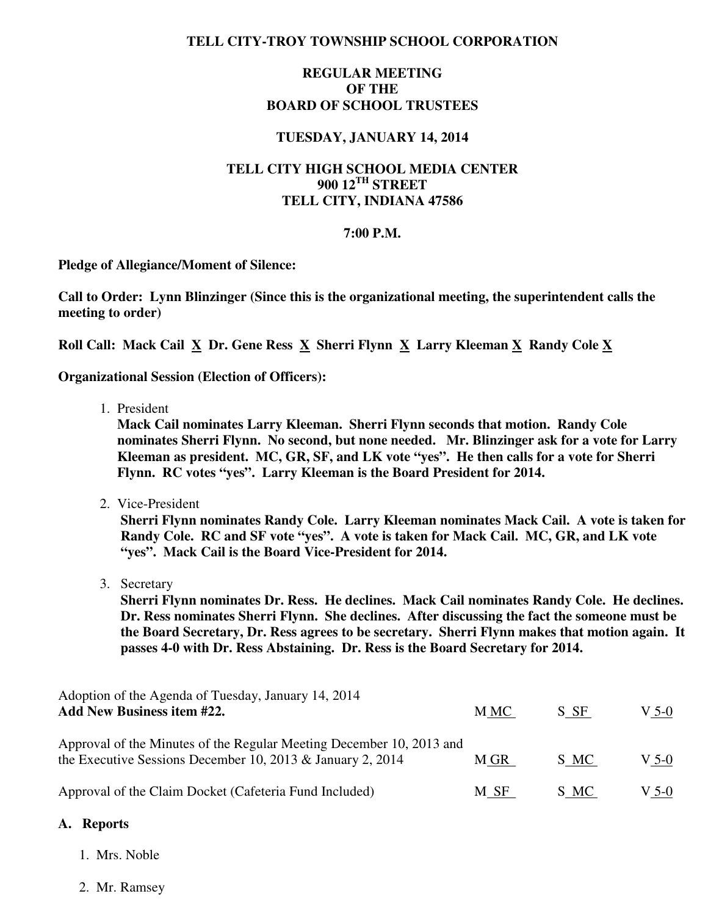**TELL CITY-TROY TOWNSHIP SCHOOL CORPORATION**

**REGULAR MEETING**
**OF THE**
**BOARD OF SCHOOL TRUSTEES**

**TUESDAY, JANUARY 14, 2014**

**TELL CITY HIGH SCHOOL MEDIA CENTER**
**900 12TH STREET**
**TELL CITY, INDIANA 47586**

**7:00 P.M.**

**Pledge of Allegiance/Moment of Silence:**

**Call to Order: Lynn Blinzinger (Since this is the organizational meeting, the superintendent calls the meeting to order)**

**Roll Call: Mack Cail X Dr. Gene Ress X Sherri Flynn X Larry Kleeman X Randy Cole X**

**Organizational Session (Election of Officers):**

1. President
   **Mack Cail nominates Larry Kleeman. Sherri Flynn seconds that motion. Randy Cole nominates Sherri Flynn. No second, but none needed. Mr. Blinzinger ask for a vote for Larry Kleeman as president. MC, GR, SF, and LK vote "yes". He then calls for a vote for Sherri Flynn. RC votes "yes". Larry Kleeman is the Board President for 2014.**

2. Vice-President
   **Sherri Flynn nominates Randy Cole. Larry Kleeman nominates Mack Cail. A vote is taken for Randy Cole. RC and SF vote "yes". A vote is taken for Mack Cail. MC, GR, and LK vote "yes". Mack Cail is the Board Vice-President for 2014.**

3. Secretary
   **Sherri Flynn nominates Dr. Ress. He declines. Mack Cail nominates Randy Cole. He declines. Dr. Ress nominates Sherri Flynn. She declines. After discussing the fact the someone must be the Board Secretary, Dr. Ress agrees to be secretary. Sherri Flynn makes that motion again. It passes 4-0 with Dr. Ress Abstaining. Dr. Ress is the Board Secretary for 2014.**

| | | | |
|---|---|---|---|
| Adoption of the Agenda of Tuesday, January 14, 2014 **Add New Business item #22.** | M MC | S SF | V 5-0 |
| Approval of the Minutes of the Regular Meeting December 10, 2013 and the Executive Sessions December 10, 2013 & January 2, 2014 | M GR | S MC | V 5-0 |
| Approval of the Claim Docket (Cafeteria Fund Included) | M SF | S MC | V 5-0 |

**A. Reports**

1. Mrs. Noble

2. Mr. Ramsey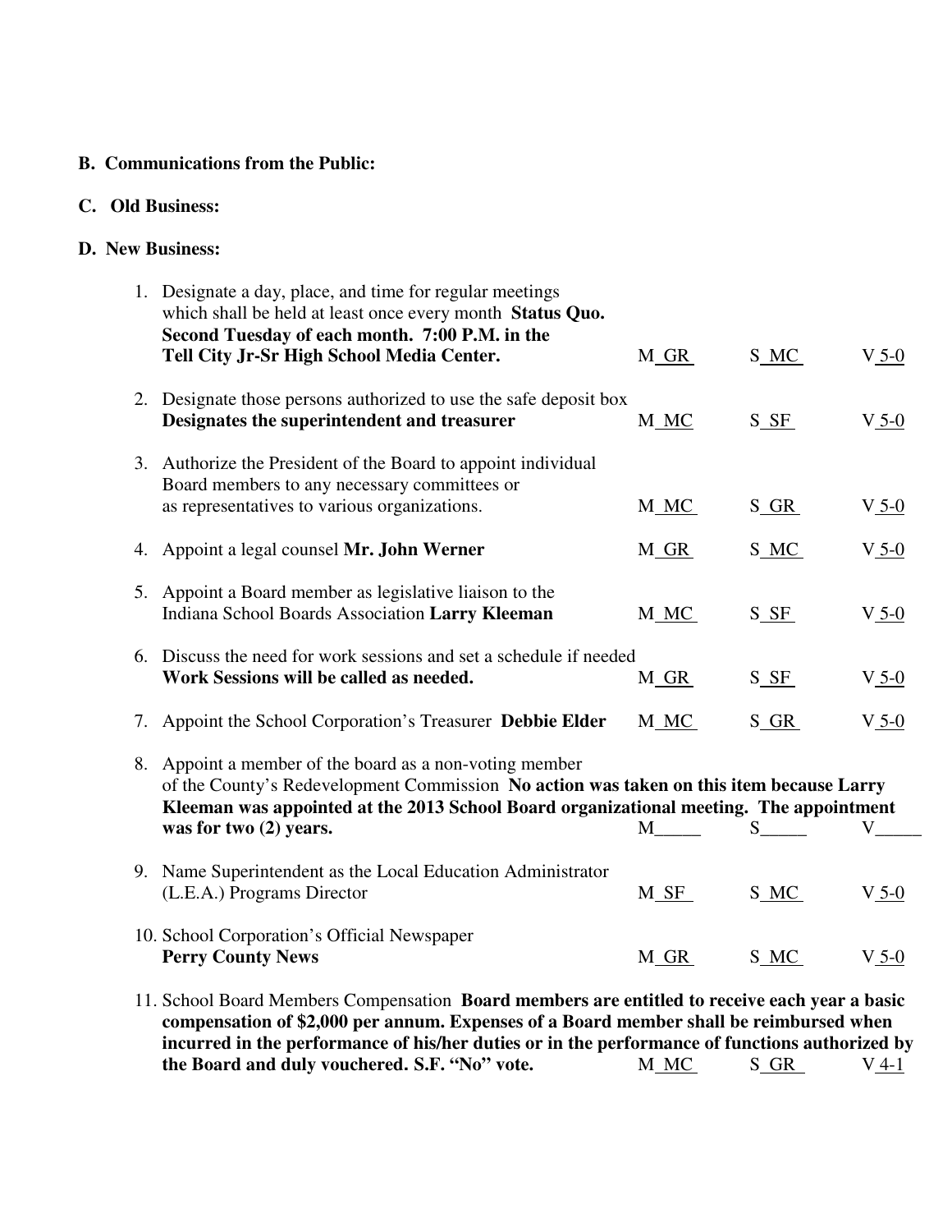**B. Communications from the Public:**

**C. Old Business:**

**D. New Business:**

1. Designate a day, place, and time for regular meetings which shall be held at least once every month **Status Quo. Second Tuesday of each month. 7:00 P.M. in the Tell City Jr-Sr High School Media Center.** M_GR S_MC V_5-0

2. Designate those persons authorized to use the safe deposit box **Designates the superintendent and treasurer** M_MC S_SF V_5-0

3. Authorize the President of the Board to appoint individual Board members to any necessary committees or as representatives to various organizations. M_MC S_GR V_5-0

4. Appoint a legal counsel **Mr. John Werner** M_GR S_MC V_5-0

5. Appoint a Board member as legislative liaison to the Indiana School Boards Association **Larry Kleeman** M_MC S_SF V_5-0

6. Discuss the need for work sessions and set a schedule if needed **Work Sessions will be called as needed.** M_GR S_SF V_5-0

7. Appoint the School Corporation's Treasurer **Debbie Elder** M_MC S_GR V_5-0

8. Appoint a member of the board as a non-voting member of the County's Redevelopment Commission **No action was taken on this item because Larry Kleeman was appointed at the 2013 School Board organizational meeting. The appointment was for two (2) years.** M_____ S_____ V_____

9. Name Superintendent as the Local Education Administrator (L.E.A.) Programs Director M_SF S_MC V_5-0

10. School Corporation's Official Newspaper **Perry County News** M_GR S_MC V_5-0

11. School Board Members Compensation **Board members are entitled to receive each year a basic compensation of $2,000 per annum. Expenses of a Board member shall be reimbursed when incurred in the performance of his/her duties or in the performance of functions authorized by the Board and duly vouchered. S.F. "No" vote.** M_MC S_GR V_4-1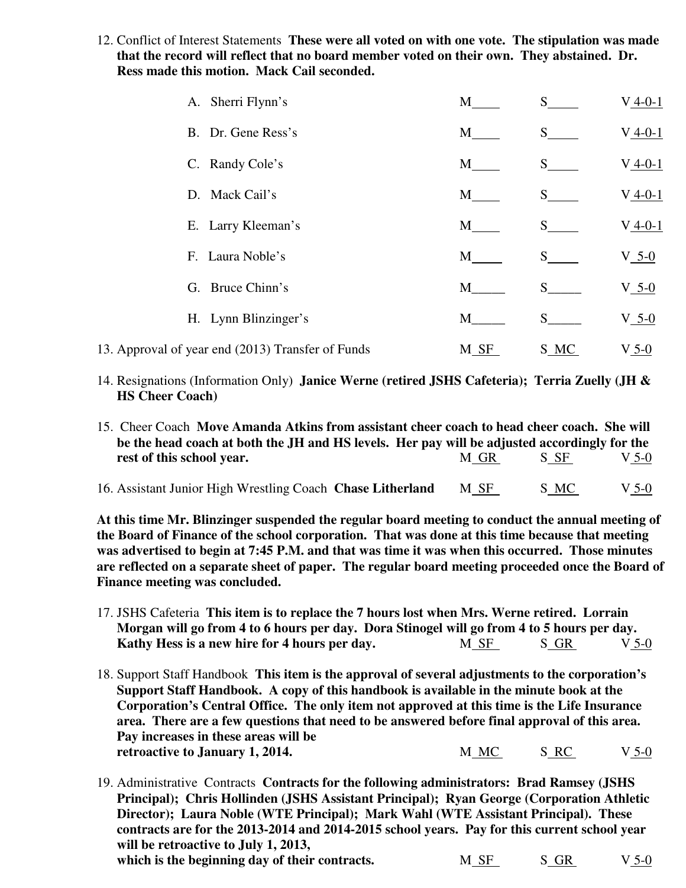12. Conflict of Interest Statements **These were all voted on with one vote. The stipulation was made that the record will reflect that no board member voted on their own. They abstained. Dr. Ress made this motion. Mack Cail seconded.**

| | M | S | V |
|---|---|---|---|
| A. Sherri Flynn's | M____ | S_____ | V 4-0-1 |
| B. Dr. Gene Ress's | M____ | S_____ | V 4-0-1 |
| C. Randy Cole's | M____ | S_____ | V 4-0-1 |
| D. Mack Cail's | M____ | S_____ | V 4-0-1 |
| E. Larry Kleeman's | M____ | S_____ | V 4-0-1 |
| F. Laura Noble's | M____ | S_____ | V 5-0 |
| G. Bruce Chinn's | M_____ | S_____ | V 5-0 |
| H. Lynn Blinzinger's | M_____ | S_____ | V 5-0 |

13. Approval of year end (2013) Transfer of Funds M SF S MC V 5-0

14. Resignations (Information Only) **Janice Werne (retired JSHS Cafeteria); Terria Zuelly (JH & HS Cheer Coach)**

15. Cheer Coach **Move Amanda Atkins from assistant cheer coach to head cheer coach. She will be the head coach at both the JH and HS levels. Her pay will be adjusted accordingly for the rest of this school year.** M GR S SF V 5-0

16. Assistant Junior High Wrestling Coach **Chase Litherland** M SF S MC V 5-0

**At this time Mr. Blinzinger suspended the regular board meeting to conduct the annual meeting of the Board of Finance of the school corporation. That was done at this time because that meeting was advertised to begin at 7:45 P.M. and that was time it was when this occurred. Those minutes are reflected on a separate sheet of paper. The regular board meeting proceeded once the Board of Finance meeting was concluded.**

17. JSHS Cafeteria **This item is to replace the 7 hours lost when Mrs. Werne retired. Lorrain Morgan will go from 4 to 6 hours per day. Dora Stinogel will go from 4 to 5 hours per day. Kathy Hess is a new hire for 4 hours per day.** M SF S GR V 5-0

18. Support Staff Handbook **This item is the approval of several adjustments to the corporation's Support Staff Handbook. A copy of this handbook is available in the minute book at the Corporation's Central Office. The only item not approved at this time is the Life Insurance area. There are a few questions that need to be answered before final approval of this area. Pay increases in these areas will be retroactive to January 1, 2014.** M MC S RC V 5-0

19. Administrative Contracts **Contracts for the following administrators: Brad Ramsey (JSHS Principal); Chris Hollinden (JSHS Assistant Principal); Ryan George (Corporation Athletic Director); Laura Noble (WTE Principal); Mark Wahl (WTE Assistant Principal). These contracts are for the 2013-2014 and 2014-2015 school years. Pay for this current school year will be retroactive to July 1, 2013, which is the beginning day of their contracts.** M SF S GR V 5-0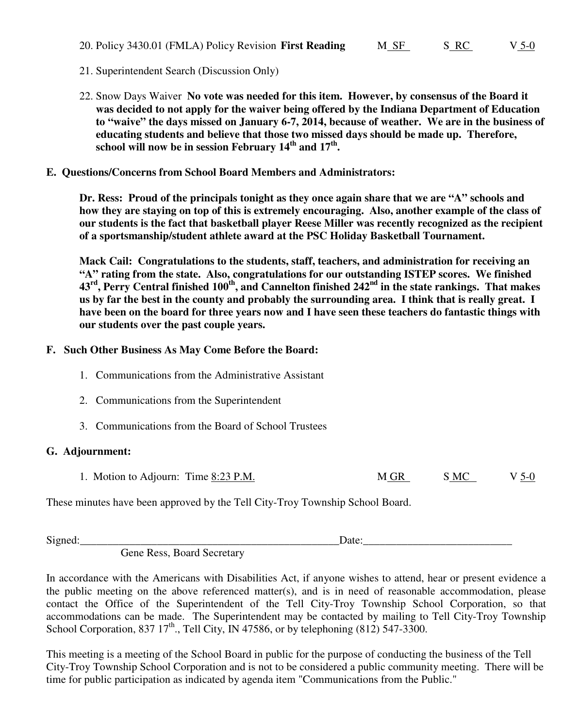20. Policy 3430.01 (FMLA) Policy Revision **First Reading** M SF S RC V 5-0

21. Superintendent Search (Discussion Only)

22. Snow Days Waiver **No vote was needed for this item. However, by consensus of the Board it was decided to not apply for the waiver being offered by the Indiana Department of Education to "waive" the days missed on January 6-7, 2014, because of weather. We are in the business of educating students and believe that those two missed days should be made up. Therefore, school will now be in session February 14th and 17th.**

**E. Questions/Concerns from School Board Members and Administrators:**

**Dr. Ress: Proud of the principals tonight as they once again share that we are "A" schools and how they are staying on top of this is extremely encouraging. Also, another example of the class of our students is the fact that basketball player Reese Miller was recently recognized as the recipient of a sportsmanship/student athlete award at the PSC Holiday Basketball Tournament.**

**Mack Cail: Congratulations to the students, staff, teachers, and administration for receiving an "A" rating from the state. Also, congratulations for our outstanding ISTEP scores. We finished 43rd, Perry Central finished 100th, and Cannelton finished 242nd in the state rankings. That makes us by far the best in the county and probably the surrounding area. I think that is really great. I have been on the board for three years now and I have seen these teachers do fantastic things with our students over the past couple years.**

**F. Such Other Business As May Come Before the Board:**

1. Communications from the Administrative Assistant
2. Communications from the Superintendent
3. Communications from the Board of School Trustees

**G. Adjournment:**

1. Motion to Adjourn: Time 8:23 P.M. M GR S MC V 5-0

These minutes have been approved by the Tell City-Troy Township School Board.

Signed:__________________________________________________Date:___________________________

Gene Ress, Board Secretary

In accordance with the Americans with Disabilities Act, if anyone wishes to attend, hear or present evidence a the public meeting on the above referenced matter(s), and is in need of reasonable accommodation, please contact the Office of the Superintendent of the Tell City-Troy Township School Corporation, so that accommodations can be made. The Superintendent may be contacted by mailing to Tell City-Troy Township School Corporation, 837 17th., Tell City, IN 47586, or by telephoning (812) 547-3300.

This meeting is a meeting of the School Board in public for the purpose of conducting the business of the Tell City-Troy Township School Corporation and is not to be considered a public community meeting. There will be time for public participation as indicated by agenda item "Communications from the Public."